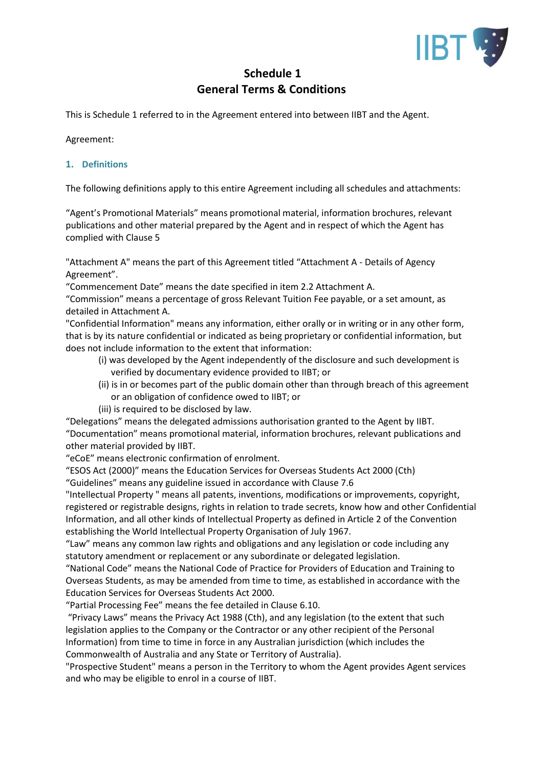# Schedule 1
# General Terms & Conditions

This is Schedule 1 referred to in the Agreement entered into between IIBT and the Agent.

Agreement:

## 1. Definitions

The following definitions apply to this entire Agreement including all schedules and attachments:

"Agent's Promotional Materials" means promotional material, information brochures, relevant publications and other material prepared by the Agent and in respect of which the Agent has complied with Clause 5

"Attachment A" means the part of this Agreement titled "Attachment A - Details of Agency Agreement".

"Commencement Date" means the date specified in item 2.2 Attachment A.

"Commission" means a percentage of gross Relevant Tuition Fee payable, or a set amount, as detailed in Attachment A.

"Confidential Information" means any information, either orally or in writing or in any other form, that is by its nature confidential or indicated as being proprietary or confidential information, but does not include information to the extent that information:

- (i) was developed by the Agent independently of the disclosure and such development is verified by documentary evidence provided to IIBT; or
- (ii) is in or becomes part of the public domain other than through breach of this agreement or an obligation of confidence owed to IIBT; or
- (iii) is required to be disclosed by law.

"Delegations" means the delegated admissions authorisation granted to the Agent by IIBT.

"Documentation" means promotional material, information brochures, relevant publications and other material provided by IIBT.

"eCoE" means electronic confirmation of enrolment.

"ESOS Act (2000)" means the Education Services for Overseas Students Act 2000 (Cth)

"Guidelines" means any guideline issued in accordance with Clause 7.6

"Intellectual Property " means all patents, inventions, modifications or improvements, copyright, registered or registrable designs, rights in relation to trade secrets, know how and other Confidential Information, and all other kinds of Intellectual Property as defined in Article 2 of the Convention establishing the World Intellectual Property Organisation of July 1967.

"Law" means any common law rights and obligations and any legislation or code including any statutory amendment or replacement or any subordinate or delegated legislation.

"National Code" means the National Code of Practice for Providers of Education and Training to Overseas Students, as may be amended from time to time, as established in accordance with the Education Services for Overseas Students Act 2000.

"Partial Processing Fee" means the fee detailed in Clause 6.10.

"Privacy Laws" means the Privacy Act 1988 (Cth), and any legislation (to the extent that such legislation applies to the Company or the Contractor or any other recipient of the Personal Information) from time to time in force in any Australian jurisdiction (which includes the Commonwealth of Australia and any State or Territory of Australia).

"Prospective Student" means a person in the Territory to whom the Agent provides Agent services and who may be eligible to enrol in a course of IIBT.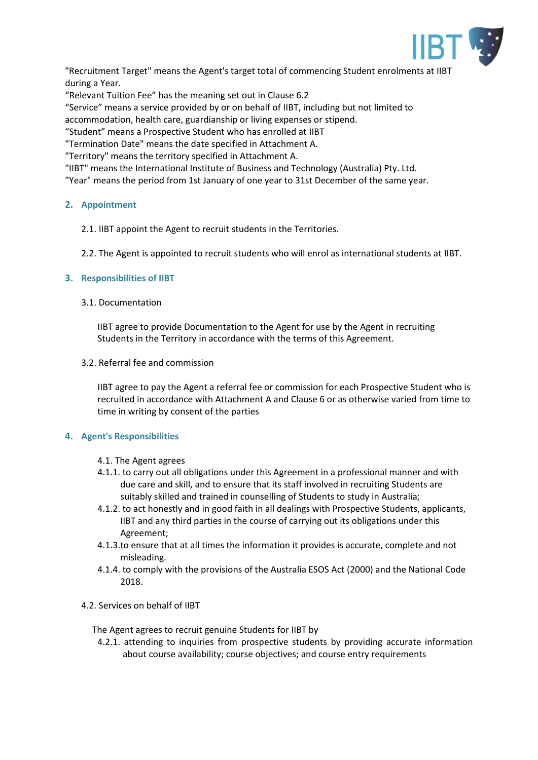"Recruitment Target" means the Agent's target total of commencing Student enrolments at IIBT during a Year.
"Relevant Tuition Fee" has the meaning set out in Clause 6.2
"Service" means a service provided by or on behalf of IIBT, including but not limited to accommodation, health care, guardianship or living expenses or stipend.
"Student" means a Prospective Student who has enrolled at IIBT
"Termination Date" means the date specified in Attachment A.
"Territory" means the territory specified in Attachment A.
"IIBT" means the International Institute of Business and Technology (Australia) Pty. Ltd.
"Year" means the period from 1st January of one year to 31st December of the same year.

## 2. Appointment

2.1. IIBT appoint the Agent to recruit students in the Territories.

2.2. The Agent is appointed to recruit students who will enrol as international students at IIBT.

## 3. Responsibilities of IIBT

3.1. Documentation

IIBT agree to provide Documentation to the Agent for use by the Agent in recruiting Students in the Territory in accordance with the terms of this Agreement.

3.2. Referral fee and commission

IIBT agree to pay the Agent a referral fee or commission for each Prospective Student who is recruited in accordance with Attachment A and Clause 6 or as otherwise varied from time to time in writing by consent of the parties

## 4. Agent's Responsibilities

4.1. The Agent agrees

4.1.1. to carry out all obligations under this Agreement in a professional manner and with due care and skill, and to ensure that its staff involved in recruiting Students are suitably skilled and trained in counselling of Students to study in Australia;

4.1.2. to act honestly and in good faith in all dealings with Prospective Students, applicants, IIBT and any third parties in the course of carrying out its obligations under this Agreement;

4.1.3. to ensure that at all times the information it provides is accurate, complete and not misleading.

4.1.4. to comply with the provisions of the Australia ESOS Act (2000) and the National Code 2018.

4.2. Services on behalf of IIBT

The Agent agrees to recruit genuine Students for IIBT by

4.2.1. attending to inquiries from prospective students by providing accurate information about course availability; course objectives; and course entry requirements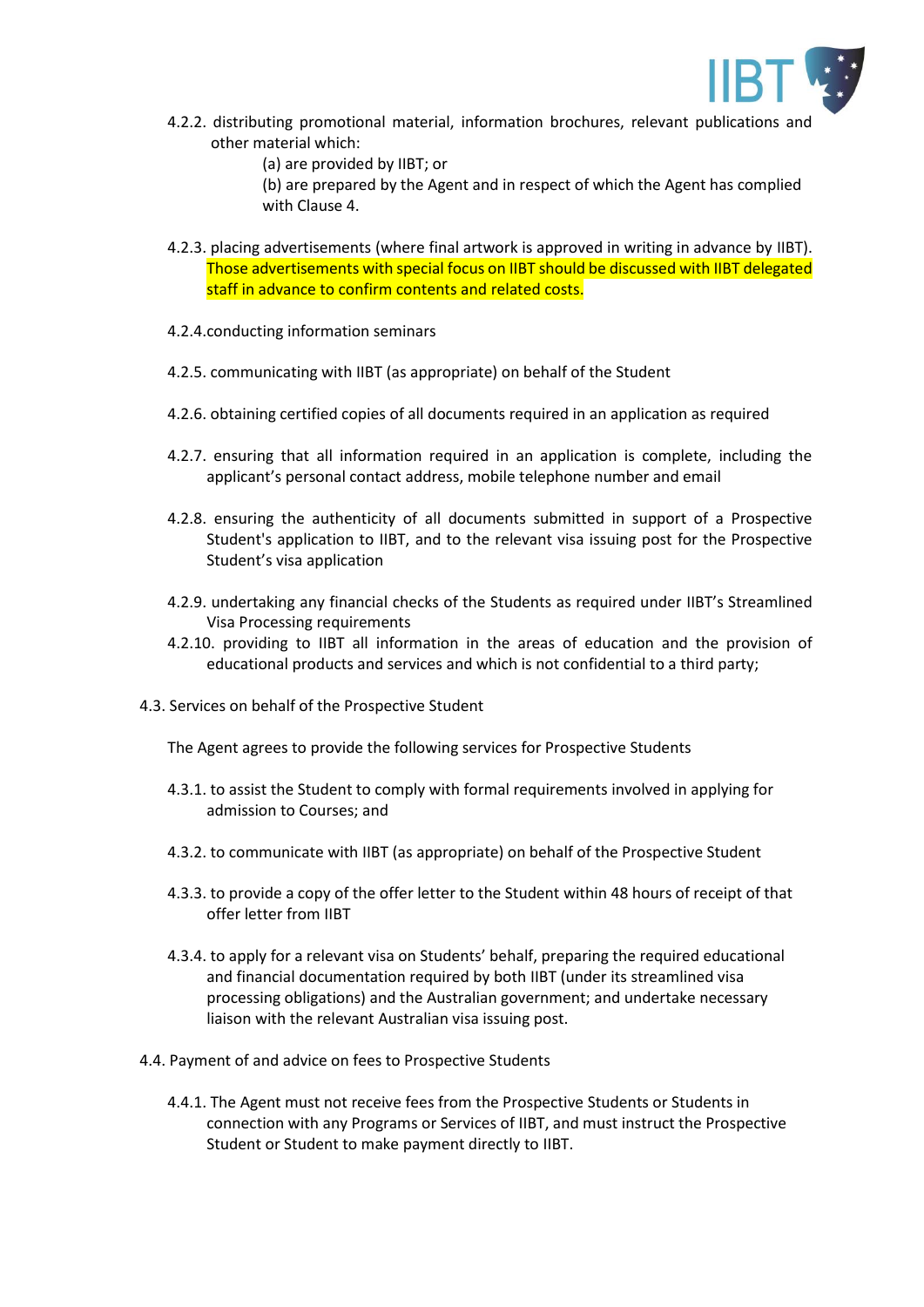4.2.2. distributing promotional material, information brochures, relevant publications and other material which:

(a) are provided by IIBT; or

(b) are prepared by the Agent and in respect of which the Agent has complied with Clause 4.

4.2.3. placing advertisements (where final artwork is approved in writing in advance by IIBT). Those advertisements with special focus on IIBT should be discussed with IIBT delegated staff in advance to confirm contents and related costs.

4.2.4.conducting information seminars

4.2.5. communicating with IIBT (as appropriate) on behalf of the Student

4.2.6. obtaining certified copies of all documents required in an application as required

4.2.7. ensuring that all information required in an application is complete, including the applicant's personal contact address, mobile telephone number and email

4.2.8. ensuring the authenticity of all documents submitted in support of a Prospective Student's application to IIBT, and to the relevant visa issuing post for the Prospective Student's visa application

4.2.9. undertaking any financial checks of the Students as required under IIBT's Streamlined Visa Processing requirements

4.2.10. providing to IIBT all information in the areas of education and the provision of educational products and services and which is not confidential to a third party;

4.3. Services on behalf of the Prospective Student

The Agent agrees to provide the following services for Prospective Students

4.3.1. to assist the Student to comply with formal requirements involved in applying for admission to Courses; and

4.3.2. to communicate with IIBT (as appropriate) on behalf of the Prospective Student

4.3.3. to provide a copy of the offer letter to the Student within 48 hours of receipt of that offer letter from IIBT

4.3.4. to apply for a relevant visa on Students' behalf, preparing the required educational and financial documentation required by both IIBT (under its streamlined visa processing obligations) and the Australian government; and undertake necessary liaison with the relevant Australian visa issuing post.

4.4. Payment of and advice on fees to Prospective Students

4.4.1. The Agent must not receive fees from the Prospective Students or Students in connection with any Programs or Services of IIBT, and must instruct the Prospective Student or Student to make payment directly to IIBT.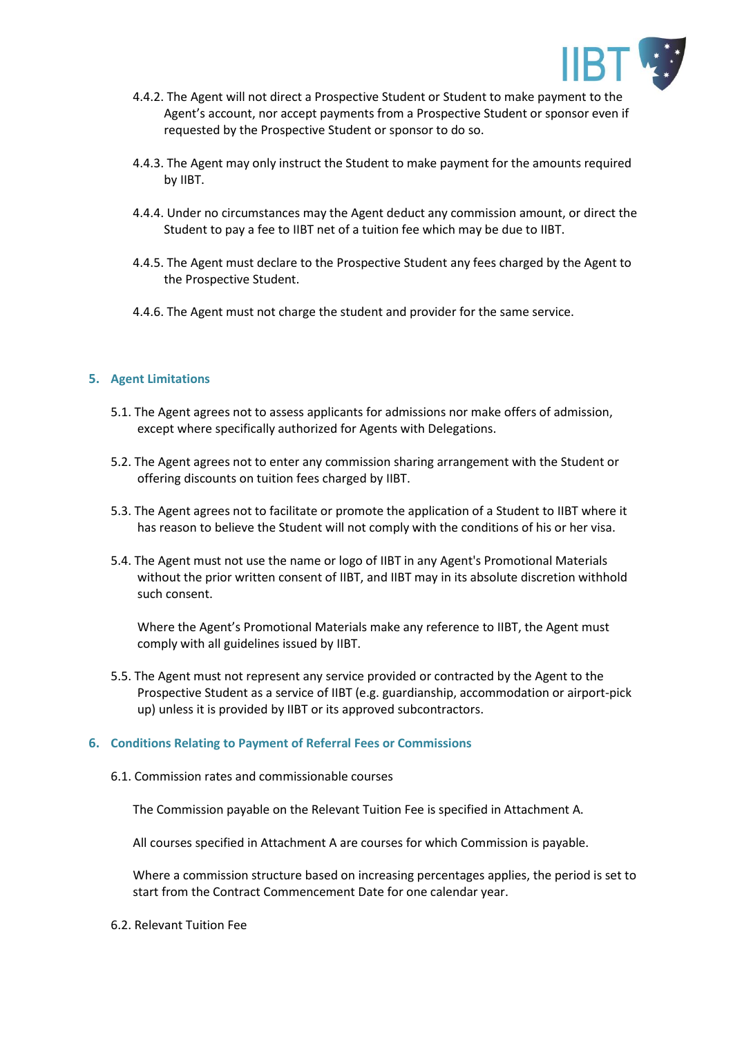4.4.2. The Agent will not direct a Prospective Student or Student to make payment to the Agent's account, nor accept payments from a Prospective Student or sponsor even if requested by the Prospective Student or sponsor to do so.

4.4.3. The Agent may only instruct the Student to make payment for the amounts required by IIBT.

4.4.4. Under no circumstances may the Agent deduct any commission amount, or direct the Student to pay a fee to IIBT net of a tuition fee which may be due to IIBT.

4.4.5. The Agent must declare to the Prospective Student any fees charged by the Agent to the Prospective Student.

4.4.6. The Agent must not charge the student and provider for the same service.

## 5. Agent Limitations

5.1. The Agent agrees not to assess applicants for admissions nor make offers of admission, except where specifically authorized for Agents with Delegations.

5.2. The Agent agrees not to enter any commission sharing arrangement with the Student or offering discounts on tuition fees charged by IIBT.

5.3. The Agent agrees not to facilitate or promote the application of a Student to IIBT where it has reason to believe the Student will not comply with the conditions of his or her visa.

5.4. The Agent must not use the name or logo of IIBT in any Agent's Promotional Materials without the prior written consent of IIBT, and IIBT may in its absolute discretion withhold such consent.

Where the Agent's Promotional Materials make any reference to IIBT, the Agent must comply with all guidelines issued by IIBT.

5.5. The Agent must not represent any service provided or contracted by the Agent to the Prospective Student as a service of IIBT (e.g. guardianship, accommodation or airport-pick up) unless it is provided by IIBT or its approved subcontractors.

## 6. Conditions Relating to Payment of Referral Fees or Commissions

6.1. Commission rates and commissionable courses

The Commission payable on the Relevant Tuition Fee is specified in Attachment A.

All courses specified in Attachment A are courses for which Commission is payable.

Where a commission structure based on increasing percentages applies, the period is set to start from the Contract Commencement Date for one calendar year.

6.2. Relevant Tuition Fee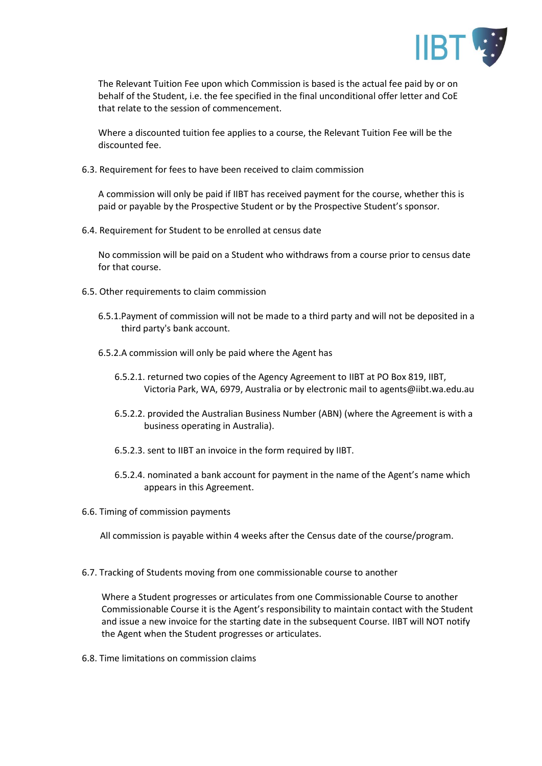The Relevant Tuition Fee upon which Commission is based is the actual fee paid by or on behalf of the Student, i.e. the fee specified in the final unconditional offer letter and CoE that relate to the session of commencement.

Where a discounted tuition fee applies to a course, the Relevant Tuition Fee will be the discounted fee.

6.3. Requirement for fees to have been received to claim commission

A commission will only be paid if IIBT has received payment for the course, whether this is paid or payable by the Prospective Student or by the Prospective Student's sponsor.

6.4. Requirement for Student to be enrolled at census date

No commission will be paid on a Student who withdraws from a course prior to census date for that course.

6.5. Other requirements to claim commission

6.5.1. Payment of commission will not be made to a third party and will not be deposited in a third party's bank account.

6.5.2. A commission will only be paid where the Agent has

6.5.2.1. returned two copies of the Agency Agreement to IIBT at PO Box 819, IIBT, Victoria Park, WA, 6979, Australia or by electronic mail to agents@iibt.wa.edu.au

6.5.2.2. provided the Australian Business Number (ABN) (where the Agreement is with a business operating in Australia).

6.5.2.3. sent to IIBT an invoice in the form required by IIBT.

6.5.2.4. nominated a bank account for payment in the name of the Agent's name which appears in this Agreement.

6.6. Timing of commission payments

All commission is payable within 4 weeks after the Census date of the course/program.

6.7. Tracking of Students moving from one commissionable course to another

Where a Student progresses or articulates from one Commissionable Course to another Commissionable Course it is the Agent's responsibility to maintain contact with the Student and issue a new invoice for the starting date in the subsequent Course. IIBT will NOT notify the Agent when the Student progresses or articulates.

6.8. Time limitations on commission claims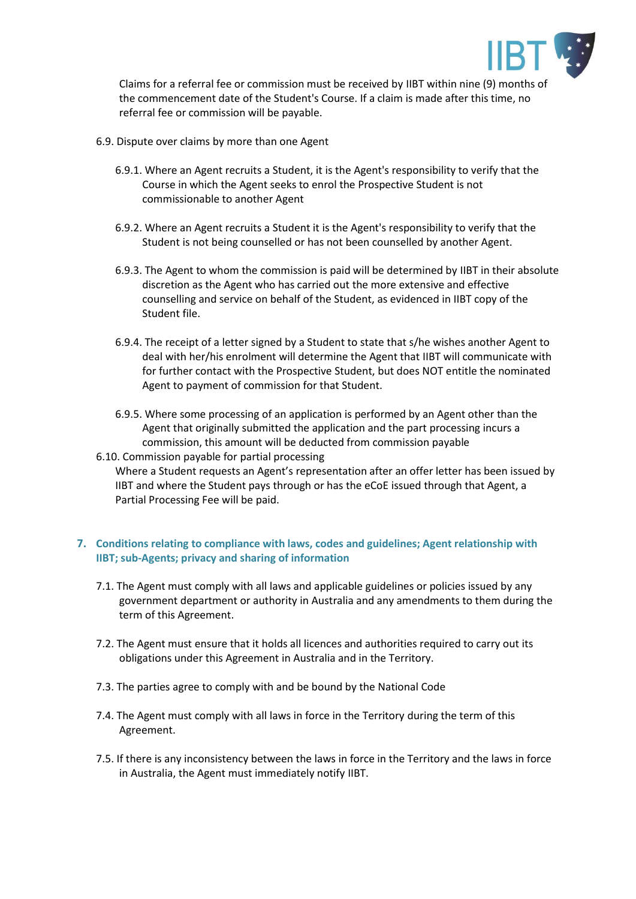Claims for a referral fee or commission must be received by IIBT within nine (9) months of the commencement date of the Student's Course. If a claim is made after this time, no referral fee or commission will be payable.

6.9. Dispute over claims by more than one Agent

6.9.1. Where an Agent recruits a Student, it is the Agent's responsibility to verify that the Course in which the Agent seeks to enrol the Prospective Student is not commissionable to another Agent

6.9.2. Where an Agent recruits a Student it is the Agent's responsibility to verify that the Student is not being counselled or has not been counselled by another Agent.

6.9.3. The Agent to whom the commission is paid will be determined by IIBT in their absolute discretion as the Agent who has carried out the more extensive and effective counselling and service on behalf of the Student, as evidenced in IIBT copy of the Student file.

6.9.4. The receipt of a letter signed by a Student to state that s/he wishes another Agent to deal with her/his enrolment will determine the Agent that IIBT will communicate with for further contact with the Prospective Student, but does NOT entitle the nominated Agent to payment of commission for that Student.

6.9.5. Where some processing of an application is performed by an Agent other than the Agent that originally submitted the application and the part processing incurs a commission, this amount will be deducted from commission payable

6.10. Commission payable for partial processing

Where a Student requests an Agent's representation after an offer letter has been issued by IIBT and where the Student pays through or has the eCoE issued through that Agent, a Partial Processing Fee will be paid.

## 7. Conditions relating to compliance with laws, codes and guidelines; Agent relationship with IIBT; sub-Agents; privacy and sharing of information

7.1. The Agent must comply with all laws and applicable guidelines or policies issued by any government department or authority in Australia and any amendments to them during the term of this Agreement.

7.2. The Agent must ensure that it holds all licences and authorities required to carry out its obligations under this Agreement in Australia and in the Territory.

7.3. The parties agree to comply with and be bound by the National Code

7.4. The Agent must comply with all laws in force in the Territory during the term of this Agreement.

7.5. If there is any inconsistency between the laws in force in the Territory and the laws in force in Australia, the Agent must immediately notify IIBT.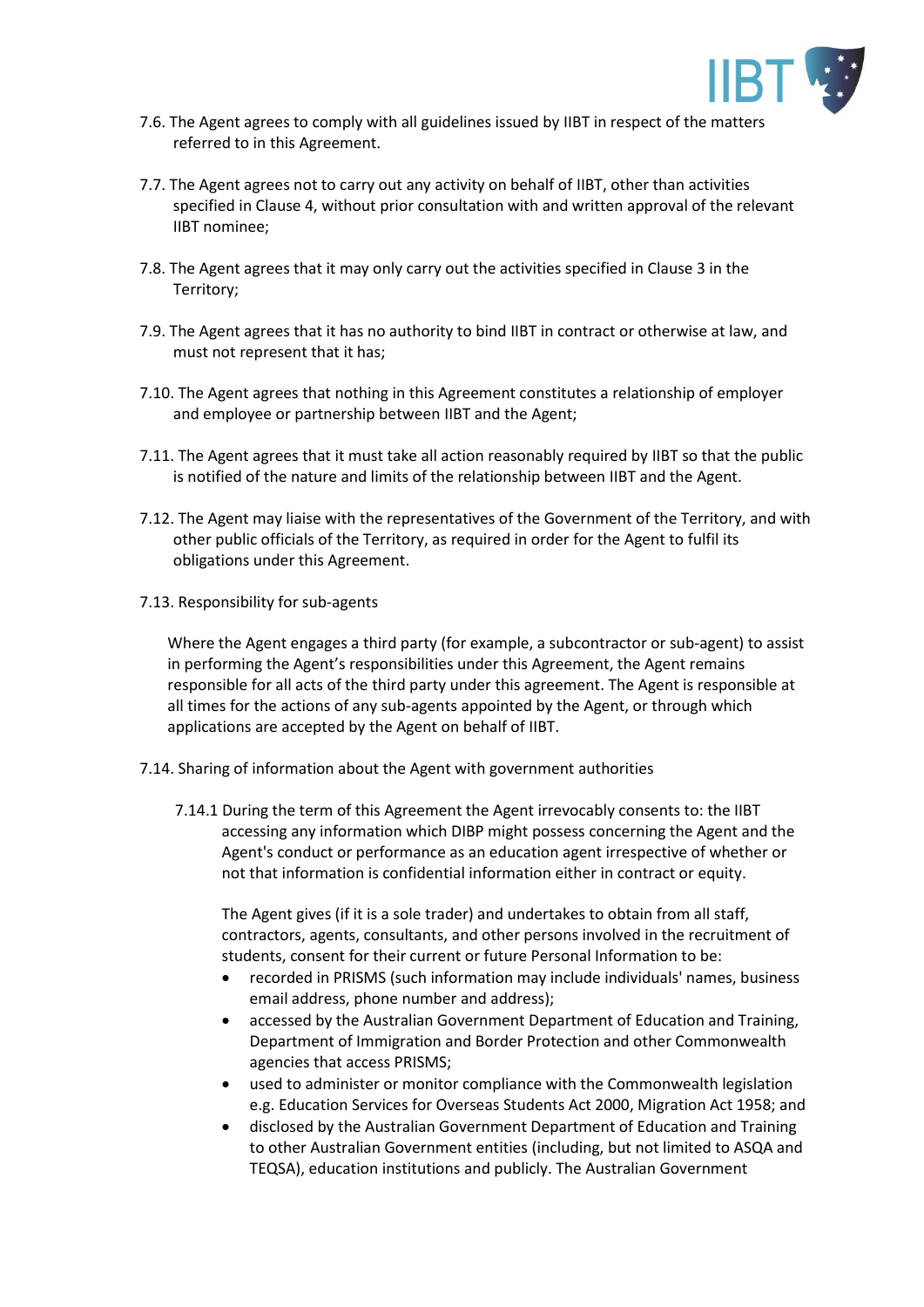7.6. The Agent agrees to comply with all guidelines issued by IIBT in respect of the matters referred to in this Agreement.

7.7. The Agent agrees not to carry out any activity on behalf of IIBT, other than activities specified in Clause 4, without prior consultation with and written approval of the relevant IIBT nominee;

7.8. The Agent agrees that it may only carry out the activities specified in Clause 3 in the Territory;

7.9. The Agent agrees that it has no authority to bind IIBT in contract or otherwise at law, and must not represent that it has;

7.10. The Agent agrees that nothing in this Agreement constitutes a relationship of employer and employee or partnership between IIBT and the Agent;

7.11. The Agent agrees that it must take all action reasonably required by IIBT so that the public is notified of the nature and limits of the relationship between IIBT and the Agent.

7.12. The Agent may liaise with the representatives of the Government of the Territory, and with other public officials of the Territory, as required in order for the Agent to fulfil its obligations under this Agreement.

7.13. Responsibility for sub-agents

Where the Agent engages a third party (for example, a subcontractor or sub-agent) to assist in performing the Agent's responsibilities under this Agreement, the Agent remains responsible for all acts of the third party under this agreement. The Agent is responsible at all times for the actions of any sub-agents appointed by the Agent, or through which applications are accepted by the Agent on behalf of IIBT.

7.14. Sharing of information about the Agent with government authorities

7.14.1 During the term of this Agreement the Agent irrevocably consents to: the IIBT accessing any information which DIBP might possess concerning the Agent and the Agent's conduct or performance as an education agent irrespective of whether or not that information is confidential information either in contract or equity.

The Agent gives (if it is a sole trader) and undertakes to obtain from all staff, contractors, agents, consultants, and other persons involved in the recruitment of students, consent for their current or future Personal Information to be:

- recorded in PRISMS (such information may include individuals' names, business email address, phone number and address);
- accessed by the Australian Government Department of Education and Training, Department of Immigration and Border Protection and other Commonwealth agencies that access PRISMS;
- used to administer or monitor compliance with the Commonwealth legislation e.g. Education Services for Overseas Students Act 2000, Migration Act 1958; and
- disclosed by the Australian Government Department of Education and Training to other Australian Government entities (including, but not limited to ASQA and TEQSA), education institutions and publicly. The Australian Government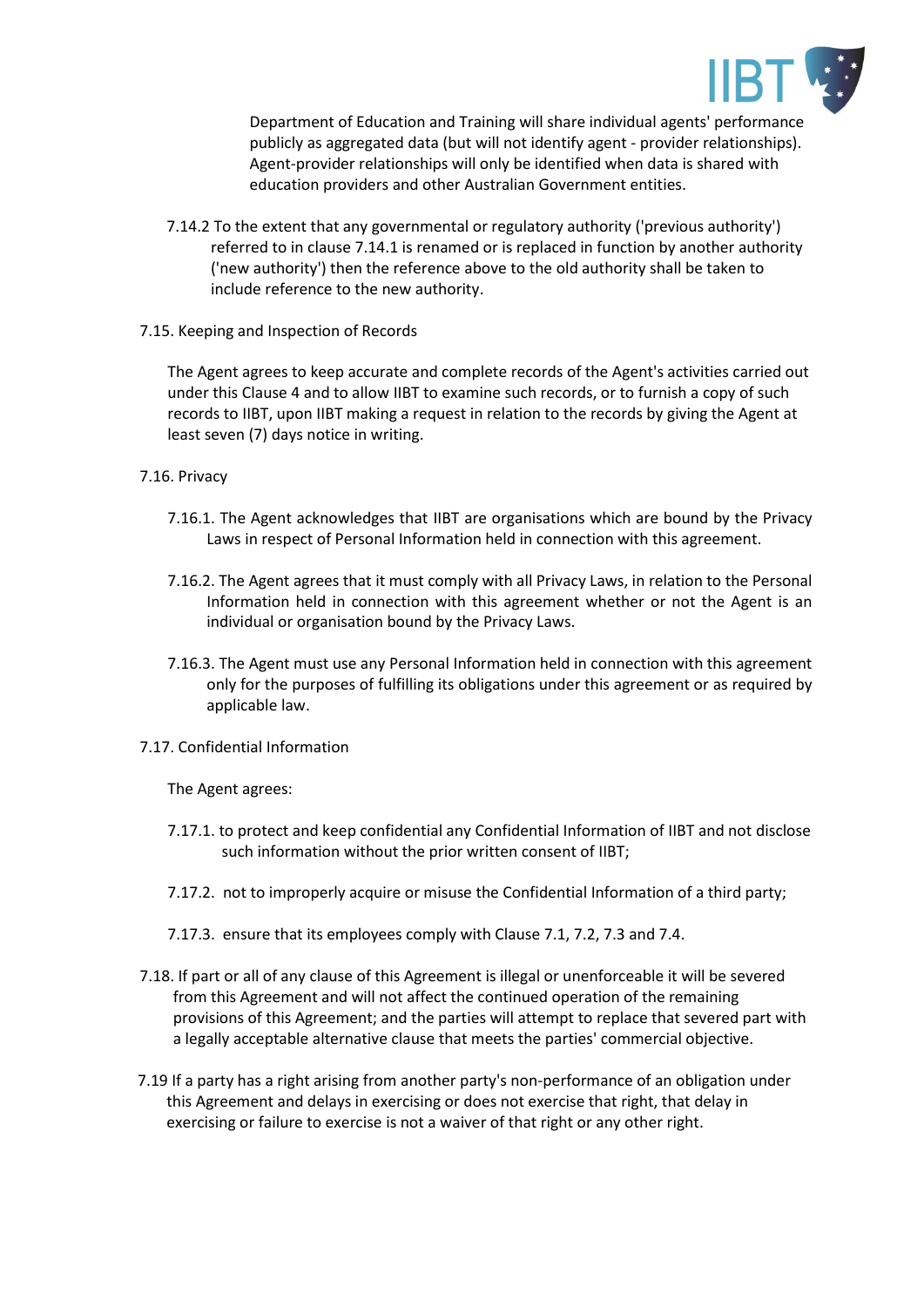Department of Education and Training will share individual agents' performance publicly as aggregated data (but will not identify agent - provider relationships). Agent-provider relationships will only be identified when data is shared with education providers and other Australian Government entities.

7.14.2 To the extent that any governmental or regulatory authority ('previous authority') referred to in clause 7.14.1 is renamed or is replaced in function by another authority ('new authority') then the reference above to the old authority shall be taken to include reference to the new authority.

7.15. Keeping and Inspection of Records

The Agent agrees to keep accurate and complete records of the Agent's activities carried out under this Clause 4 and to allow IIBT to examine such records, or to furnish a copy of such records to IIBT, upon IIBT making a request in relation to the records by giving the Agent at least seven (7) days notice in writing.

7.16. Privacy

7.16.1. The Agent acknowledges that IIBT are organisations which are bound by the Privacy Laws in respect of Personal Information held in connection with this agreement.

7.16.2. The Agent agrees that it must comply with all Privacy Laws, in relation to the Personal Information held in connection with this agreement whether or not the Agent is an individual or organisation bound by the Privacy Laws.

7.16.3. The Agent must use any Personal Information held in connection with this agreement only for the purposes of fulfilling its obligations under this agreement or as required by applicable law.

7.17. Confidential Information

The Agent agrees:

7.17.1. to protect and keep confidential any Confidential Information of IIBT and not disclose such information without the prior written consent of IIBT;

7.17.2. not to improperly acquire or misuse the Confidential Information of a third party;

7.17.3. ensure that its employees comply with Clause 7.1, 7.2, 7.3 and 7.4.

7.18. If part or all of any clause of this Agreement is illegal or unenforceable it will be severed from this Agreement and will not affect the continued operation of the remaining provisions of this Agreement; and the parties will attempt to replace that severed part with a legally acceptable alternative clause that meets the parties' commercial objective.

7.19 If a party has a right arising from another party's non-performance of an obligation under this Agreement and delays in exercising or does not exercise that right, that delay in exercising or failure to exercise is not a waiver of that right or any other right.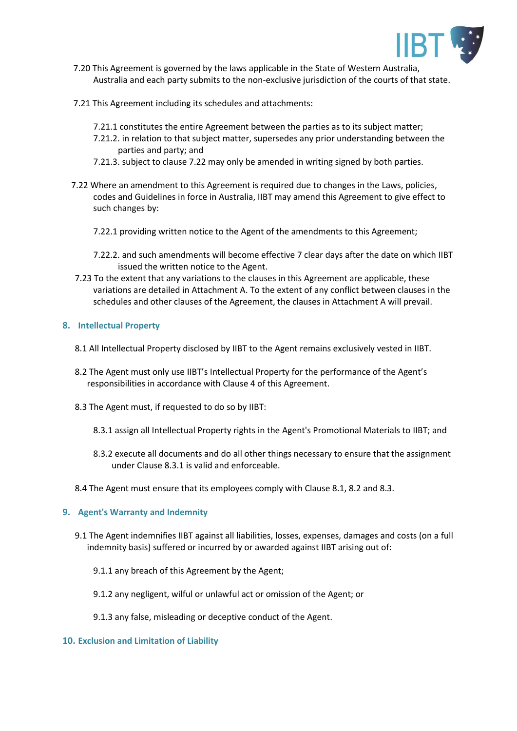7.20 This Agreement is governed by the laws applicable in the State of Western Australia, Australia and each party submits to the non-exclusive jurisdiction of the courts of that state.

7.21 This Agreement including its schedules and attachments:

7.21.1 constitutes the entire Agreement between the parties as to its subject matter;
7.21.2. in relation to that subject matter, supersedes any prior understanding between the parties and party; and
7.21.3. subject to clause 7.22 may only be amended in writing signed by both parties.

7.22 Where an amendment to this Agreement is required due to changes in the Laws, policies, codes and Guidelines in force in Australia, IIBT may amend this Agreement to give effect to such changes by:

7.22.1 providing written notice to the Agent of the amendments to this Agreement;

7.22.2. and such amendments will become effective 7 clear days after the date on which IIBT issued the written notice to the Agent.

7.23 To the extent that any variations to the clauses in this Agreement are applicable, these variations are detailed in Attachment A. To the extent of any conflict between clauses in the schedules and other clauses of the Agreement, the clauses in Attachment A will prevail.

## 8. Intellectual Property

8.1 All Intellectual Property disclosed by IIBT to the Agent remains exclusively vested in IIBT.

8.2 The Agent must only use IIBT's Intellectual Property for the performance of the Agent's responsibilities in accordance with Clause 4 of this Agreement.

8.3 The Agent must, if requested to do so by IIBT:

8.3.1 assign all Intellectual Property rights in the Agent's Promotional Materials to IIBT; and

8.3.2 execute all documents and do all other things necessary to ensure that the assignment under Clause 8.3.1 is valid and enforceable.

8.4 The Agent must ensure that its employees comply with Clause 8.1, 8.2 and 8.3.

## 9. Agent's Warranty and Indemnity

9.1 The Agent indemnifies IIBT against all liabilities, losses, expenses, damages and costs (on a full indemnity basis) suffered or incurred by or awarded against IIBT arising out of:

9.1.1 any breach of this Agreement by the Agent;

9.1.2 any negligent, wilful or unlawful act or omission of the Agent; or

9.1.3 any false, misleading or deceptive conduct of the Agent.

## 10. Exclusion and Limitation of Liability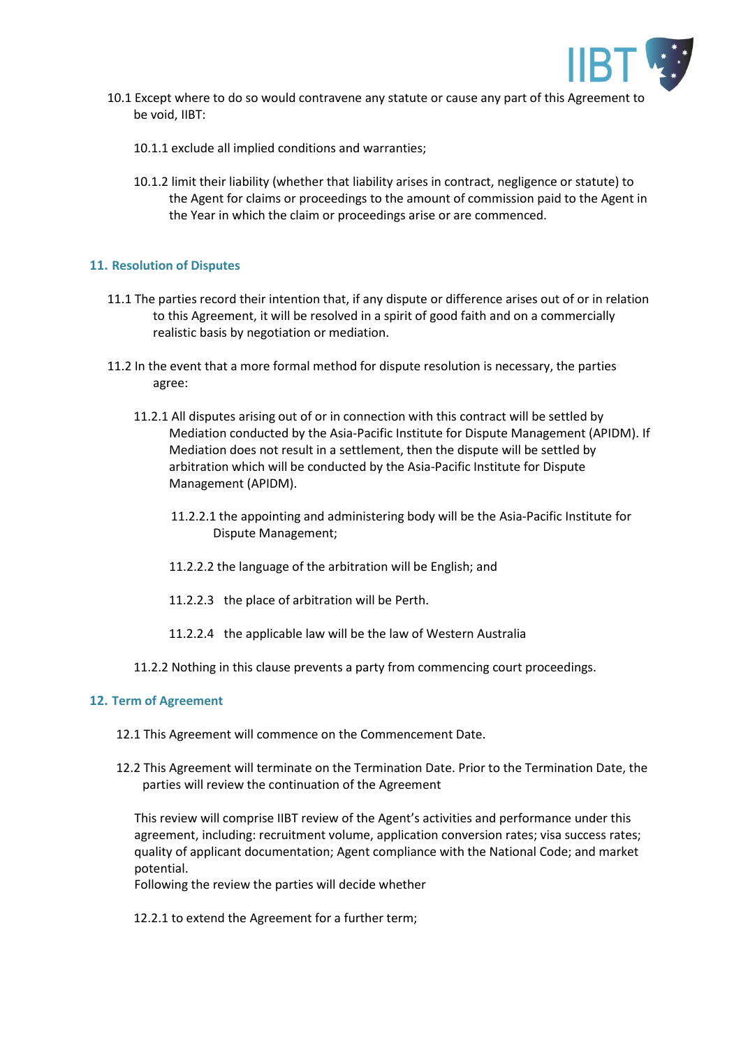10.1 Except where to do so would contravene any statute or cause any part of this Agreement to be void, IIBT:

10.1.1 exclude all implied conditions and warranties;

10.1.2 limit their liability (whether that liability arises in contract, negligence or statute) to the Agent for claims or proceedings to the amount of commission paid to the Agent in the Year in which the claim or proceedings arise or are commenced.

## 11. Resolution of Disputes

11.1 The parties record their intention that, if any dispute or difference arises out of or in relation to this Agreement, it will be resolved in a spirit of good faith and on a commercially realistic basis by negotiation or mediation.

11.2 In the event that a more formal method for dispute resolution is necessary, the parties agree:

11.2.1 All disputes arising out of or in connection with this contract will be settled by Mediation conducted by the Asia-Pacific Institute for Dispute Management (APIDM). If Mediation does not result in a settlement, then the dispute will be settled by arbitration which will be conducted by the Asia-Pacific Institute for Dispute Management (APIDM).

11.2.2.1 the appointing and administering body will be the Asia-Pacific Institute for Dispute Management;

11.2.2.2 the language of the arbitration will be English; and

11.2.2.3 the place of arbitration will be Perth.

11.2.2.4 the applicable law will be the law of Western Australia

11.2.2 Nothing in this clause prevents a party from commencing court proceedings.

## 12. Term of Agreement

12.1 This Agreement will commence on the Commencement Date.

12.2 This Agreement will terminate on the Termination Date. Prior to the Termination Date, the parties will review the continuation of the Agreement

This review will comprise IIBT review of the Agent's activities and performance under this agreement, including: recruitment volume, application conversion rates; visa success rates; quality of applicant documentation; Agent compliance with the National Code; and market potential.
Following the review the parties will decide whether

12.2.1 to extend the Agreement for a further term;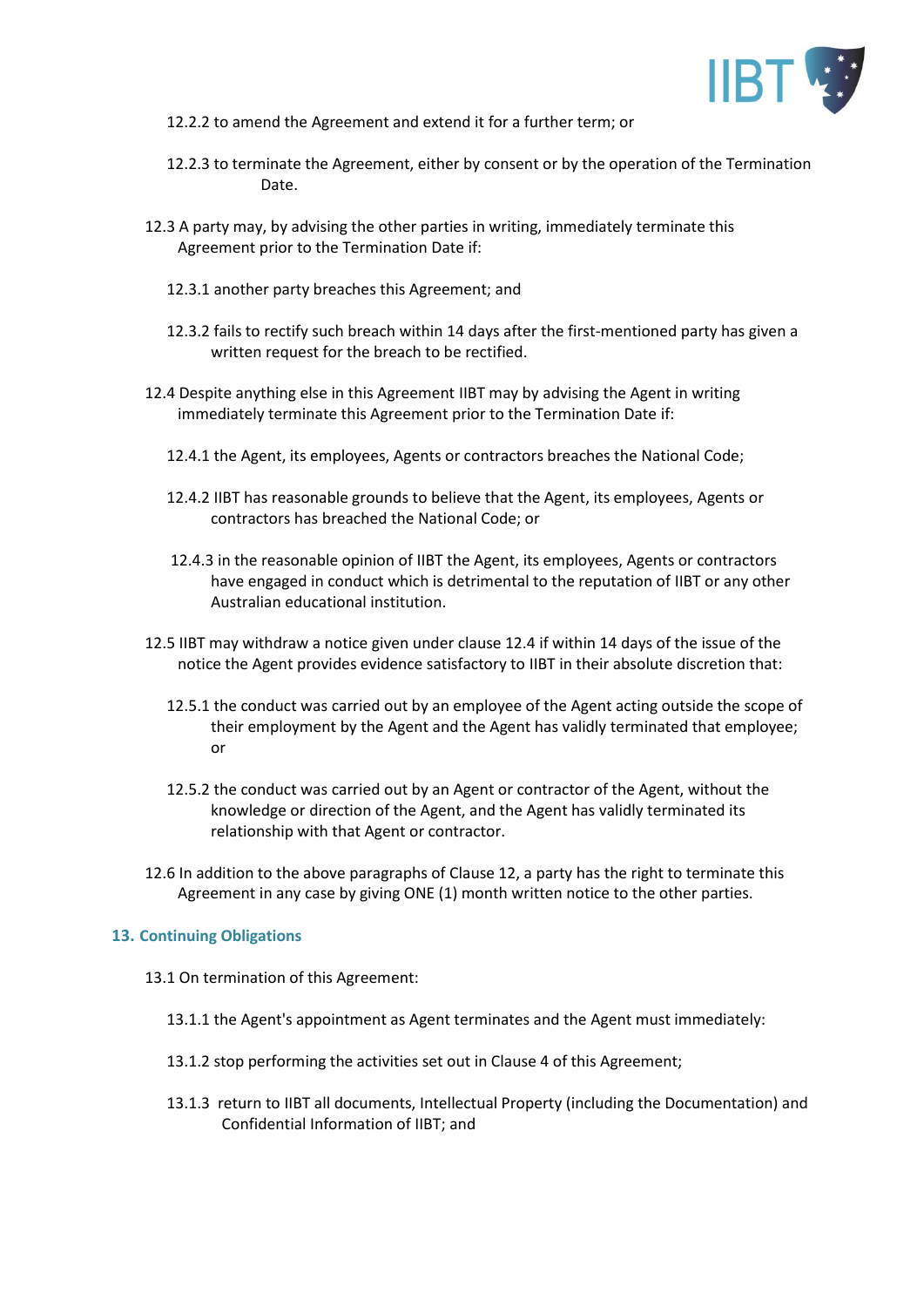12.2.2 to amend the Agreement and extend it for a further term; or

12.2.3 to terminate the Agreement, either by consent or by the operation of the Termination Date.

12.3 A party may, by advising the other parties in writing, immediately terminate this Agreement prior to the Termination Date if:

12.3.1 another party breaches this Agreement; and

12.3.2 fails to rectify such breach within 14 days after the first-mentioned party has given a written request for the breach to be rectified.

12.4 Despite anything else in this Agreement IIBT may by advising the Agent in writing immediately terminate this Agreement prior to the Termination Date if:

12.4.1 the Agent, its employees, Agents or contractors breaches the National Code;

12.4.2 IIBT has reasonable grounds to believe that the Agent, its employees, Agents or contractors has breached the National Code; or

12.4.3 in the reasonable opinion of IIBT the Agent, its employees, Agents or contractors have engaged in conduct which is detrimental to the reputation of IIBT or any other Australian educational institution.

12.5 IIBT may withdraw a notice given under clause 12.4 if within 14 days of the issue of the notice the Agent provides evidence satisfactory to IIBT in their absolute discretion that:

12.5.1 the conduct was carried out by an employee of the Agent acting outside the scope of their employment by the Agent and the Agent has validly terminated that employee; or

12.5.2 the conduct was carried out by an Agent or contractor of the Agent, without the knowledge or direction of the Agent, and the Agent has validly terminated its relationship with that Agent or contractor.

12.6 In addition to the above paragraphs of Clause 12, a party has the right to terminate this Agreement in any case by giving ONE (1) month written notice to the other parties.

## 13. Continuing Obligations

13.1 On termination of this Agreement:

13.1.1 the Agent's appointment as Agent terminates and the Agent must immediately:

13.1.2 stop performing the activities set out in Clause 4 of this Agreement;

13.1.3 return to IIBT all documents, Intellectual Property (including the Documentation) and Confidential Information of IIBT; and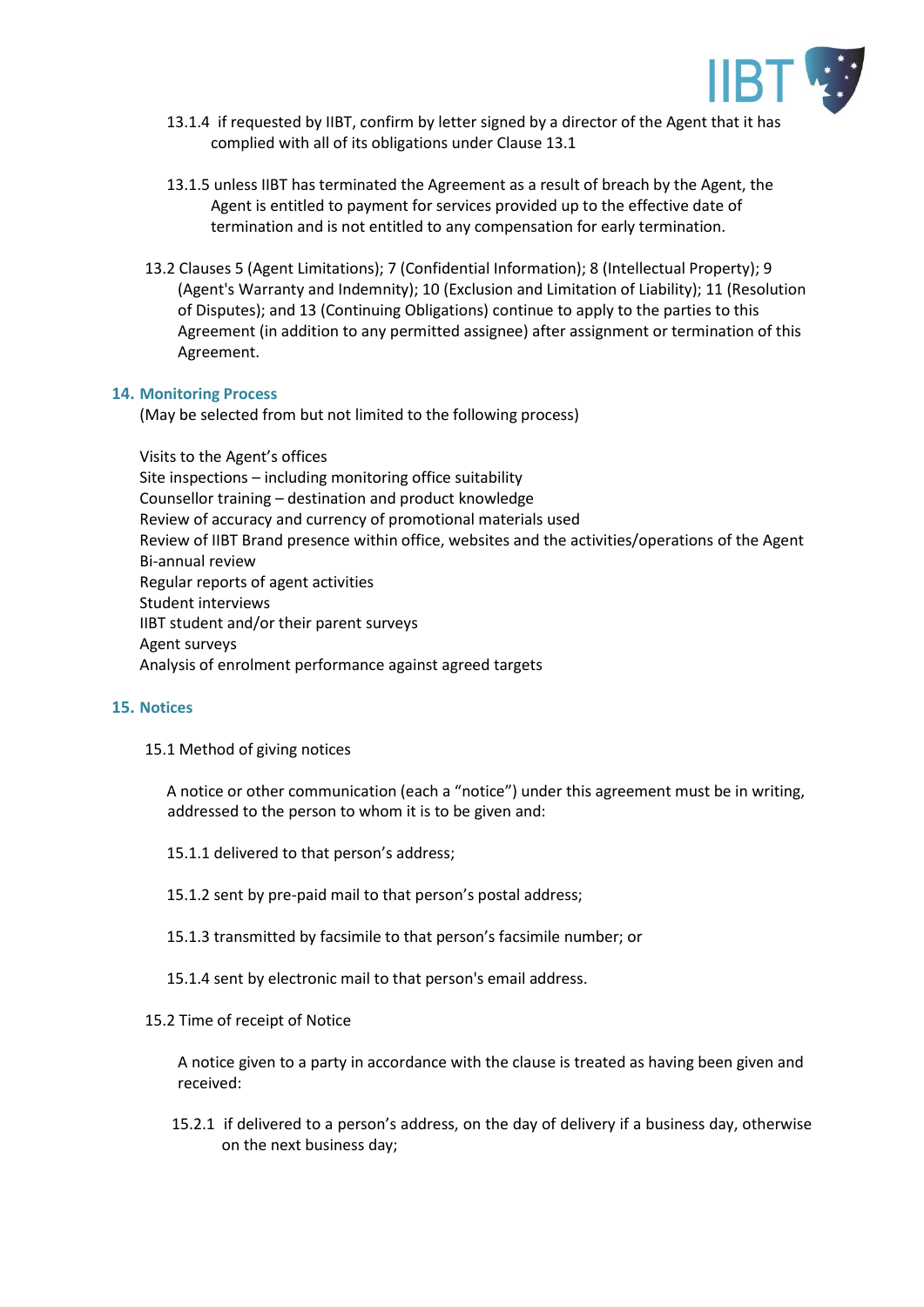13.1.4 if requested by IIBT, confirm by letter signed by a director of the Agent that it has complied with all of its obligations under Clause 13.1

13.1.5 unless IIBT has terminated the Agreement as a result of breach by the Agent, the Agent is entitled to payment for services provided up to the effective date of termination and is not entitled to any compensation for early termination.

13.2 Clauses 5 (Agent Limitations); 7 (Confidential Information); 8 (Intellectual Property); 9 (Agent's Warranty and Indemnity); 10 (Exclusion and Limitation of Liability); 11 (Resolution of Disputes); and 13 (Continuing Obligations) continue to apply to the parties to this Agreement (in addition to any permitted assignee) after assignment or termination of this Agreement.

## 14. Monitoring Process

(May be selected from but not limited to the following process)

Visits to the Agent's offices
Site inspections – including monitoring office suitability
Counsellor training – destination and product knowledge
Review of accuracy and currency of promotional materials used
Review of IIBT Brand presence within office, websites and the activities/operations of the Agent
Bi-annual review
Regular reports of agent activities
Student interviews
IIBT student and/or their parent surveys
Agent surveys
Analysis of enrolment performance against agreed targets

## 15. Notices

15.1 Method of giving notices

A notice or other communication (each a "notice") under this agreement must be in writing, addressed to the person to whom it is to be given and:

15.1.1 delivered to that person's address;

15.1.2 sent by pre-paid mail to that person's postal address;

15.1.3 transmitted by facsimile to that person's facsimile number; or

15.1.4 sent by electronic mail to that person's email address.

15.2 Time of receipt of Notice

A notice given to a party in accordance with the clause is treated as having been given and received:

15.2.1 if delivered to a person's address, on the day of delivery if a business day, otherwise on the next business day;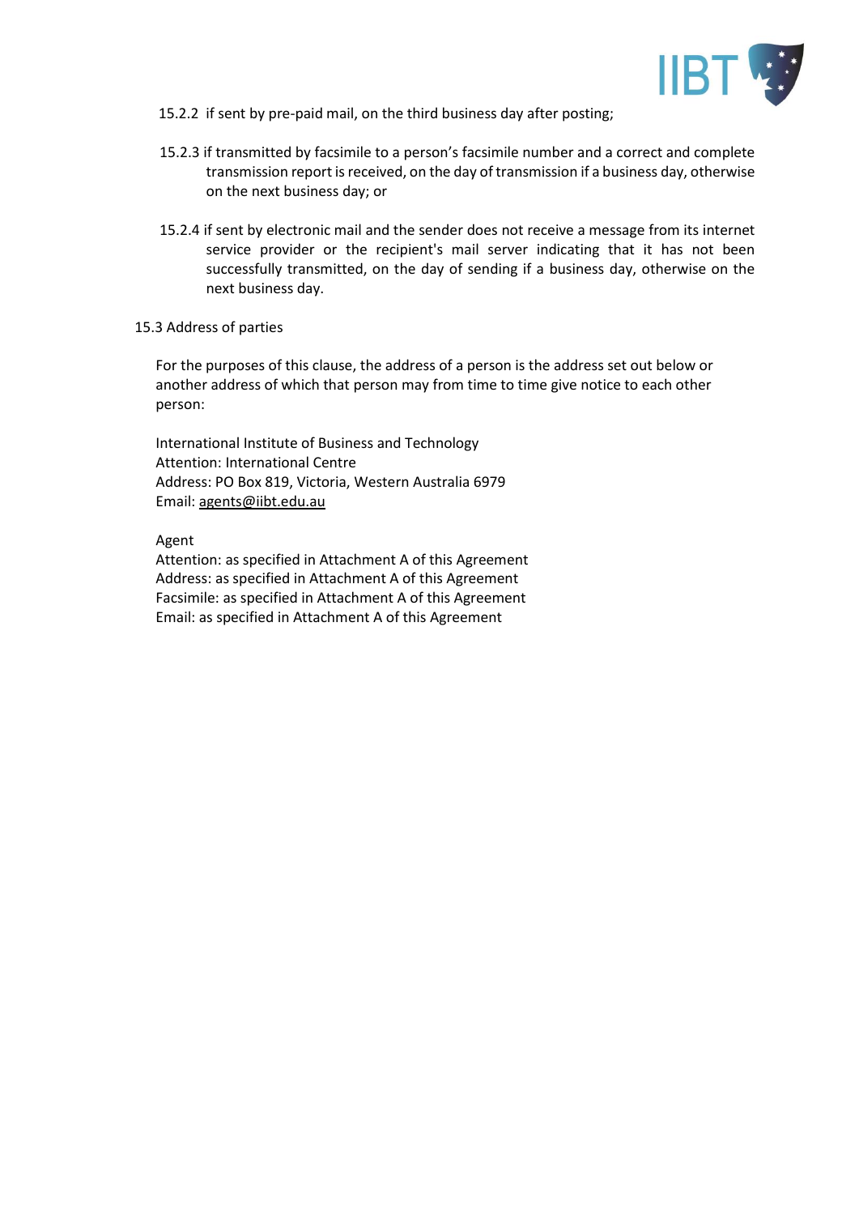15.2.2 if sent by pre-paid mail, on the third business day after posting;

15.2.3 if transmitted by facsimile to a person's facsimile number and a correct and complete transmission report is received, on the day of transmission if a business day, otherwise on the next business day; or

15.2.4 if sent by electronic mail and the sender does not receive a message from its internet service provider or the recipient's mail server indicating that it has not been successfully transmitted, on the day of sending if a business day, otherwise on the next business day.

15.3 Address of parties

For the purposes of this clause, the address of a person is the address set out below or another address of which that person may from time to time give notice to each other person:

International Institute of Business and Technology
Attention: International Centre
Address: PO Box 819, Victoria, Western Australia 6979
Email: agents@iibt.edu.au

Agent
Attention: as specified in Attachment A of this Agreement
Address: as specified in Attachment A of this Agreement
Facsimile: as specified in Attachment A of this Agreement
Email: as specified in Attachment A of this Agreement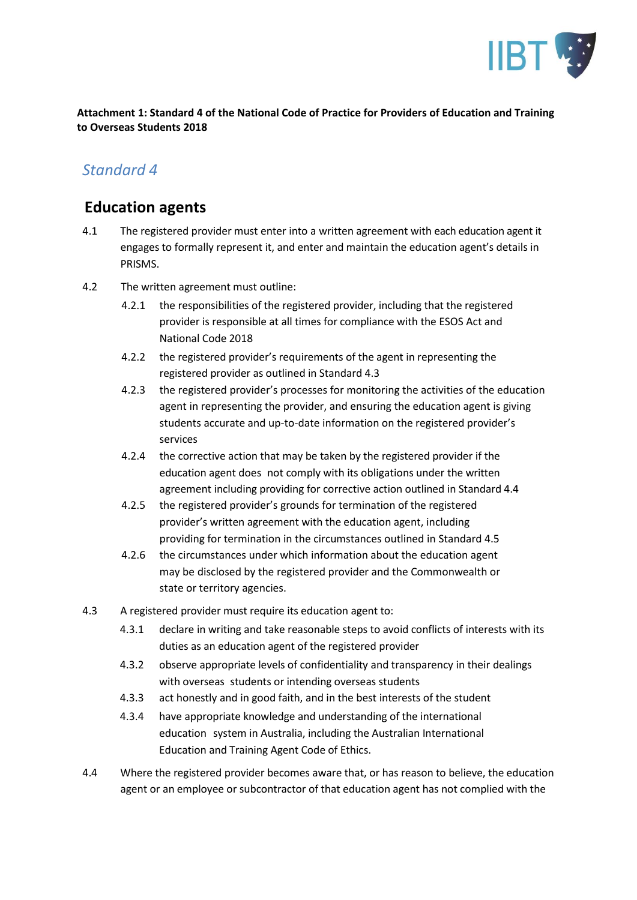**Attachment 1: Standard 4 of the National Code of Practice for Providers of Education and Training to Overseas Students 2018**

## *Standard 4*

## Education agents

4.1 The registered provider must enter into a written agreement with each education agent it engages to formally represent it, and enter and maintain the education agent's details in PRISMS.

4.2 The written agreement must outline:

- 4.2.1 the responsibilities of the registered provider, including that the registered provider is responsible at all times for compliance with the ESOS Act and National Code 2018
- 4.2.2 the registered provider's requirements of the agent in representing the registered provider as outlined in Standard 4.3
- 4.2.3 the registered provider's processes for monitoring the activities of the education agent in representing the provider, and ensuring the education agent is giving students accurate and up-to-date information on the registered provider's services
- 4.2.4 the corrective action that may be taken by the registered provider if the education agent does not comply with its obligations under the written agreement including providing for corrective action outlined in Standard 4.4
- 4.2.5 the registered provider's grounds for termination of the registered provider's written agreement with the education agent, including providing for termination in the circumstances outlined in Standard 4.5
- 4.2.6 the circumstances under which information about the education agent may be disclosed by the registered provider and the Commonwealth or state or territory agencies.

4.3 A registered provider must require its education agent to:

- 4.3.1 declare in writing and take reasonable steps to avoid conflicts of interests with its duties as an education agent of the registered provider
- 4.3.2 observe appropriate levels of confidentiality and transparency in their dealings with overseas students or intending overseas students
- 4.3.3 act honestly and in good faith, and in the best interests of the student
- 4.3.4 have appropriate knowledge and understanding of the international education system in Australia, including the Australian International Education and Training Agent Code of Ethics.

4.4 Where the registered provider becomes aware that, or has reason to believe, the education agent or an employee or subcontractor of that education agent has not complied with the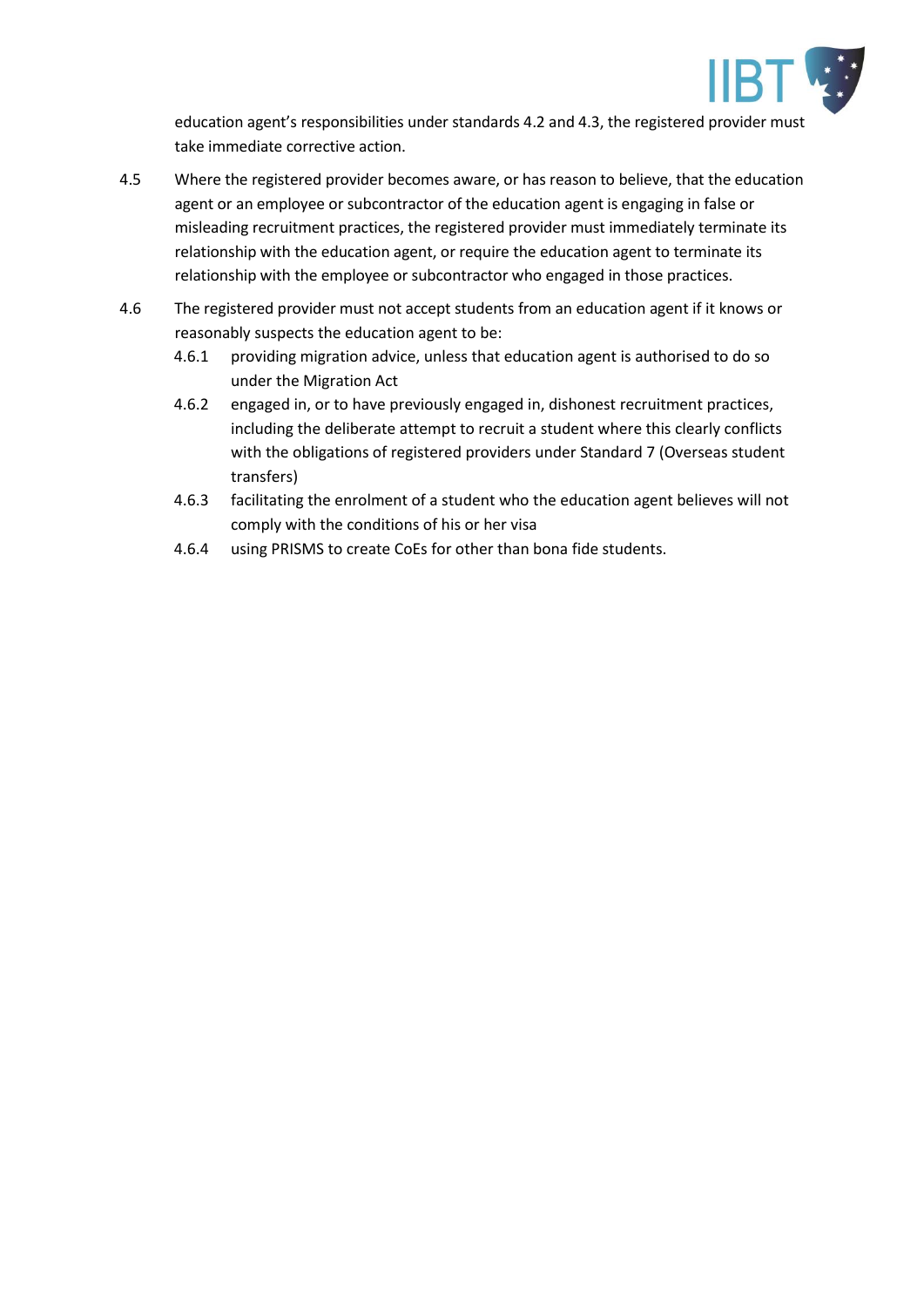education agent's responsibilities under standards 4.2 and 4.3, the registered provider must take immediate corrective action.

4.5 Where the registered provider becomes aware, or has reason to believe, that the education agent or an employee or subcontractor of the education agent is engaging in false or misleading recruitment practices, the registered provider must immediately terminate its relationship with the education agent, or require the education agent to terminate its relationship with the employee or subcontractor who engaged in those practices.

4.6 The registered provider must not accept students from an education agent if it knows or reasonably suspects the education agent to be:

- 4.6.1 providing migration advice, unless that education agent is authorised to do so under the Migration Act
- 4.6.2 engaged in, or to have previously engaged in, dishonest recruitment practices, including the deliberate attempt to recruit a student where this clearly conflicts with the obligations of registered providers under Standard 7 (Overseas student transfers)
- 4.6.3 facilitating the enrolment of a student who the education agent believes will not comply with the conditions of his or her visa
- 4.6.4 using PRISMS to create CoEs for other than bona fide students.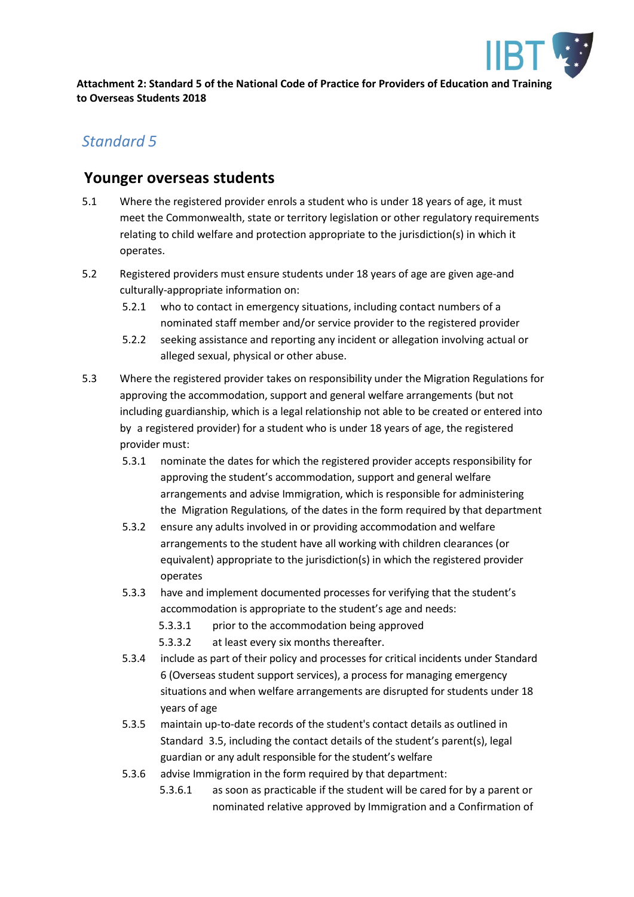**Attachment 2: Standard 5 of the National Code of Practice for Providers of Education and Training to Overseas Students 2018**

## *Standard 5*

### Younger overseas students

5.1 Where the registered provider enrols a student who is under 18 years of age, it must meet the Commonwealth, state or territory legislation or other regulatory requirements relating to child welfare and protection appropriate to the jurisdiction(s) in which it operates.

5.2 Registered providers must ensure students under 18 years of age are given age-and culturally-appropriate information on:

- 5.2.1 who to contact in emergency situations, including contact numbers of a nominated staff member and/or service provider to the registered provider
- 5.2.2 seeking assistance and reporting any incident or allegation involving actual or alleged sexual, physical or other abuse.

5.3 Where the registered provider takes on responsibility under the Migration Regulations for approving the accommodation, support and general welfare arrangements (but not including guardianship, which is a legal relationship not able to be created or entered into by a registered provider) for a student who is under 18 years of age, the registered provider must:

- 5.3.1 nominate the dates for which the registered provider accepts responsibility for approving the student's accommodation, support and general welfare arrangements and advise Immigration, which is responsible for administering the Migration Regulations*,* of the dates in the form required by that department
- 5.3.2 ensure any adults involved in or providing accommodation and welfare arrangements to the student have all working with children clearances (or equivalent) appropriate to the jurisdiction(s) in which the registered provider operates
- 5.3.3 have and implement documented processes for verifying that the student's accommodation is appropriate to the student's age and needs:
  - 5.3.3.1 prior to the accommodation being approved
  - 5.3.3.2 at least every six months thereafter.
- 5.3.4 include as part of their policy and processes for critical incidents under Standard 6 (Overseas student support services), a process for managing emergency situations and when welfare arrangements are disrupted for students under 18 years of age
- 5.3.5 maintain up-to-date records of the student's contact details as outlined in Standard 3.5, including the contact details of the student's parent(s), legal guardian or any adult responsible for the student's welfare
- 5.3.6 advise Immigration in the form required by that department:
  - 5.3.6.1 as soon as practicable if the student will be cared for by a parent or nominated relative approved by Immigration and a Confirmation of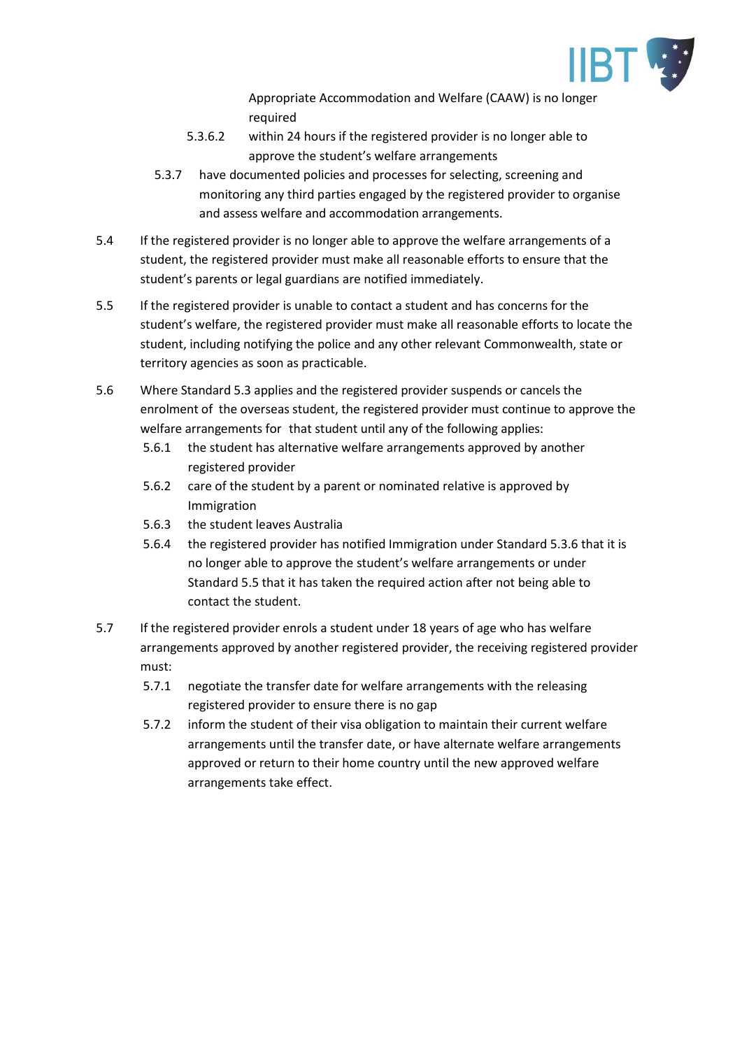Appropriate Accommodation and Welfare (CAAW) is no longer required

5.3.6.2 within 24 hours if the registered provider is no longer able to approve the student's welfare arrangements

5.3.7 have documented policies and processes for selecting, screening and monitoring any third parties engaged by the registered provider to organise and assess welfare and accommodation arrangements.

5.4 If the registered provider is no longer able to approve the welfare arrangements of a student, the registered provider must make all reasonable efforts to ensure that the student's parents or legal guardians are notified immediately.

5.5 If the registered provider is unable to contact a student and has concerns for the student's welfare, the registered provider must make all reasonable efforts to locate the student, including notifying the police and any other relevant Commonwealth, state or territory agencies as soon as practicable.

5.6 Where Standard 5.3 applies and the registered provider suspends or cancels the enrolment of the overseas student, the registered provider must continue to approve the welfare arrangements for that student until any of the following applies:

5.6.1 the student has alternative welfare arrangements approved by another registered provider

5.6.2 care of the student by a parent or nominated relative is approved by Immigration

5.6.3 the student leaves Australia

5.6.4 the registered provider has notified Immigration under Standard 5.3.6 that it is no longer able to approve the student's welfare arrangements or under Standard 5.5 that it has taken the required action after not being able to contact the student.

5.7 If the registered provider enrols a student under 18 years of age who has welfare arrangements approved by another registered provider, the receiving registered provider must:

5.7.1 negotiate the transfer date for welfare arrangements with the releasing registered provider to ensure there is no gap

5.7.2 inform the student of their visa obligation to maintain their current welfare arrangements until the transfer date, or have alternate welfare arrangements approved or return to their home country until the new approved welfare arrangements take effect.